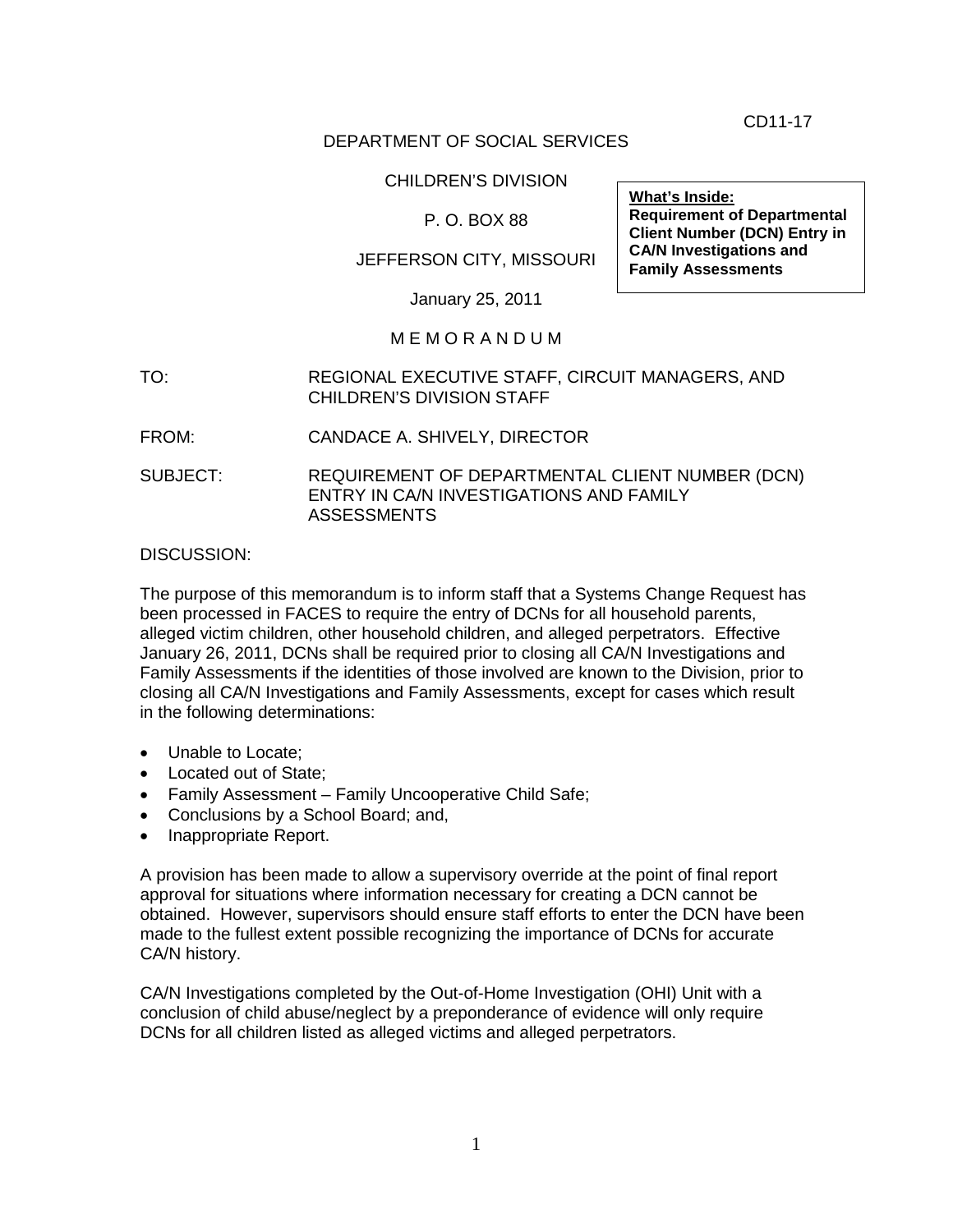CD11-17

DEPARTMENT OF SOCIAL SERVICES

CHILDREN'S DIVISION

P. O. BOX 88

JEFFERSON CITY, MISSOURI

January 25, 2011

**What's Inside:**
**Requirement of Departmental Client Number (DCN) Entry in CA/N Investigations and Family Assessments**

M E M O R A N D U M

TO: REGIONAL EXECUTIVE STAFF, CIRCUIT MANAGERS, AND CHILDREN'S DIVISION STAFF

FROM: CANDACE A. SHIVELY, DIRECTOR

SUBJECT: REQUIREMENT OF DEPARTMENTAL CLIENT NUMBER (DCN) ENTRY IN CA/N INVESTIGATIONS AND FAMILY ASSESSMENTS

DISCUSSION:

The purpose of this memorandum is to inform staff that a Systems Change Request has been processed in FACES to require the entry of DCNs for all household parents, alleged victim children, other household children, and alleged perpetrators. Effective January 26, 2011, DCNs shall be required prior to closing all CA/N Investigations and Family Assessments if the identities of those involved are known to the Division, prior to closing all CA/N Investigations and Family Assessments, except for cases which result in the following determinations:

- Unable to Locate;
- Located out of State;
- Family Assessment – Family Uncooperative Child Safe;
- Conclusions by a School Board; and,
- Inappropriate Report.

A provision has been made to allow a supervisory override at the point of final report approval for situations where information necessary for creating a DCN cannot be obtained. However, supervisors should ensure staff efforts to enter the DCN have been made to the fullest extent possible recognizing the importance of DCNs for accurate CA/N history.

CA/N Investigations completed by the Out-of-Home Investigation (OHI) Unit with a conclusion of child abuse/neglect by a preponderance of evidence will only require DCNs for all children listed as alleged victims and alleged perpetrators.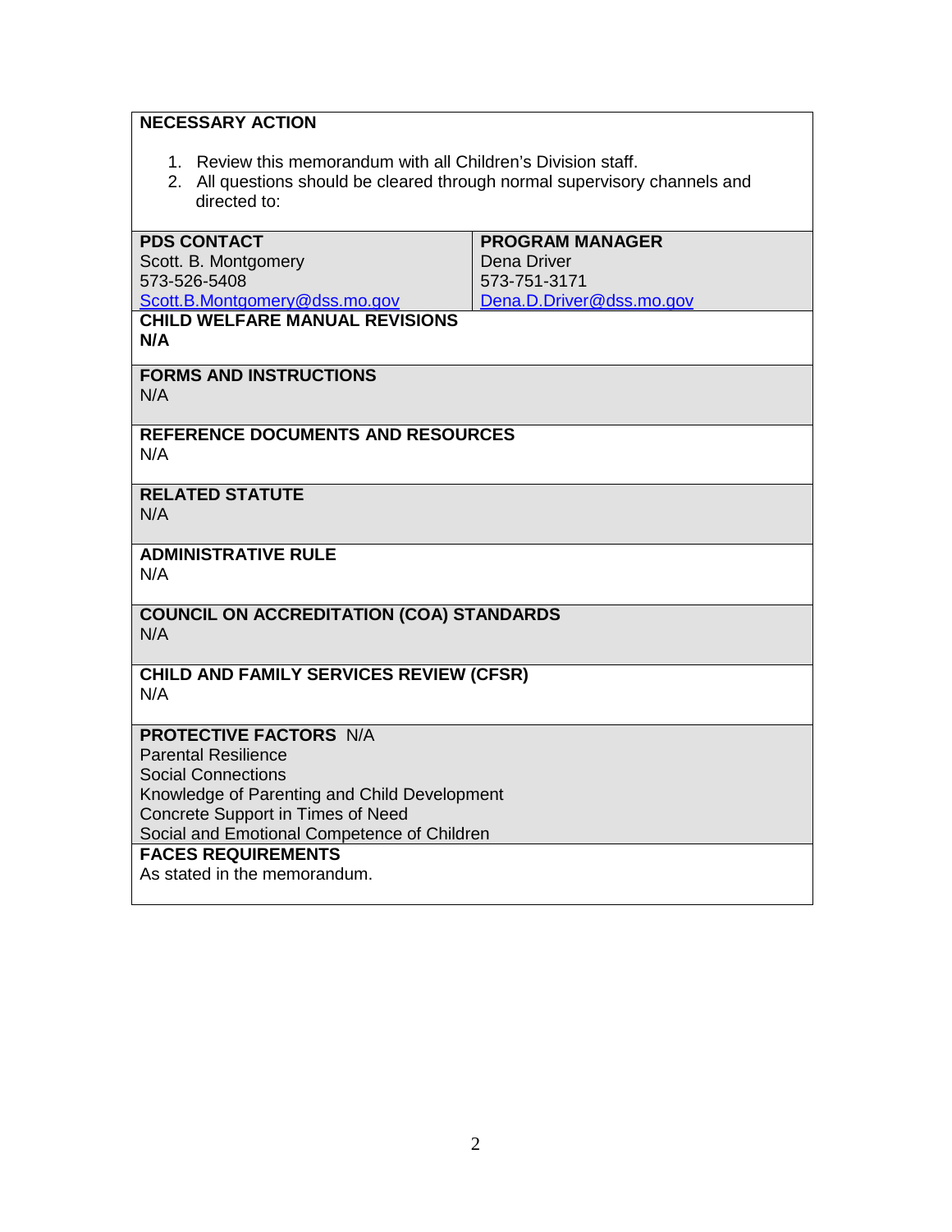**NECESSARY ACTION**

1. Review this memorandum with all Children's Division staff.
2. All questions should be cleared through normal supervisory channels and directed to:

| PDS CONTACT | PROGRAM MANAGER |
|---|---|
| Scott. B. Montgomery<br>573-526-5408<br>Scott.B.Montgomery@dss.mo.gov | Dena Driver<br>573-751-3171<br>Dena.D.Driver@dss.mo.gov |

**CHILD WELFARE MANUAL REVISIONS**
**N/A**

**FORMS AND INSTRUCTIONS**
N/A

**REFERENCE DOCUMENTS AND RESOURCES**
N/A

**RELATED STATUTE**
N/A

**ADMINISTRATIVE RULE**
N/A

**COUNCIL ON ACCREDITATION (COA) STANDARDS**
N/A

**CHILD AND FAMILY SERVICES REVIEW (CFSR)**
N/A

**PROTECTIVE FACTORS** N/A
Parental Resilience
Social Connections
Knowledge of Parenting and Child Development
Concrete Support in Times of Need
Social and Emotional Competence of Children

**FACES REQUIREMENTS**
As stated in the memorandum.